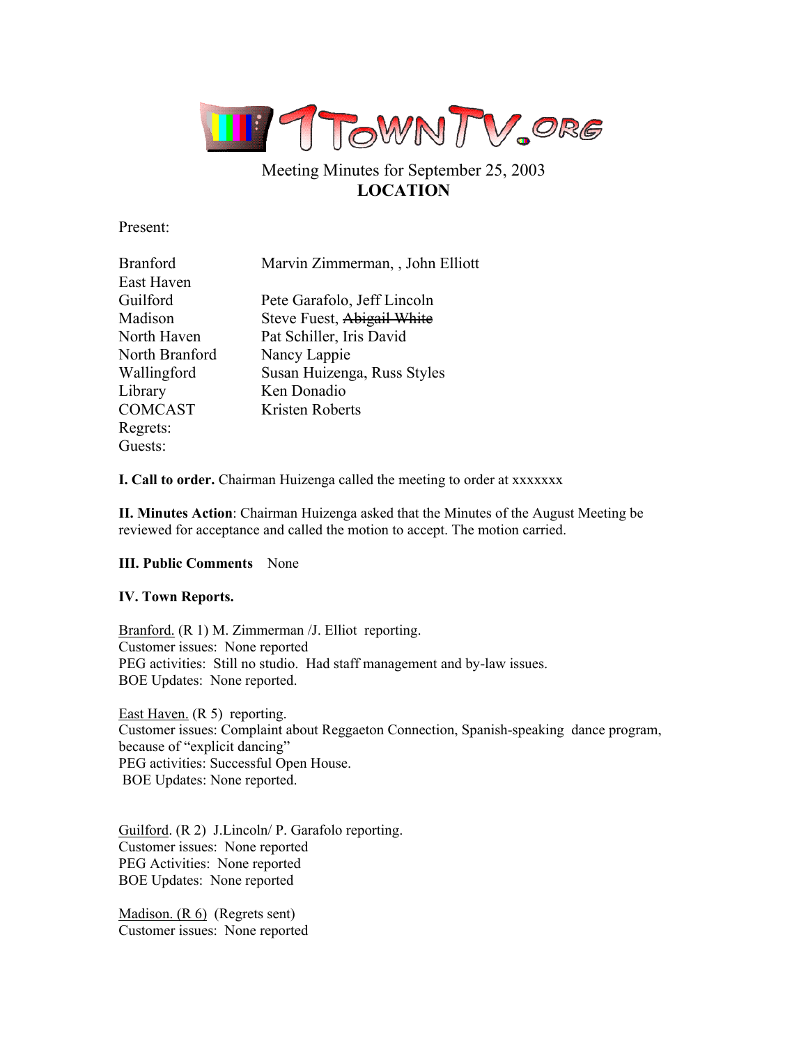# 7TownTV.org

Meeting Minutes for September 25, 2003
**LOCATION**

Present:

| | |
|---|---|
| Branford | Marvin Zimmerman, , John Elliott |
| East Haven | |
| Guilford | Pete Garafolo, Jeff Lincoln |
| Madison | Steve Fuest, ~~Abigail White~~ |
| North Haven | Pat Schiller, Iris David |
| North Branford | Nancy Lappie |
| Wallingford | Susan Huizenga, Russ Styles |
| Library | Ken Donadio |
| COMCAST | Kristen Roberts |
| Regrets: | |
| Guests: | |

**I. Call to order.** Chairman Huizenga called the meeting to order at xxxxxxx

**II. Minutes Action**: Chairman Huizenga asked that the Minutes of the August Meeting be reviewed for acceptance and called the motion to accept. The motion carried.

**III. Public Comments** None

**IV. Town Reports.**

Branford. (R 1) M. Zimmerman /J. Elliot reporting.
Customer issues: None reported
PEG activities: Still no studio. Had staff management and by-law issues.
BOE Updates: None reported.

East Haven. (R 5) reporting.
Customer issues: Complaint about Reggaeton Connection, Spanish-speaking dance program, because of "explicit dancing"
PEG activities: Successful Open House.
BOE Updates: None reported.

Guilford. (R 2) J.Lincoln/ P. Garafolo reporting.
Customer issues: None reported
PEG Activities: None reported
BOE Updates: None reported

Madison. (R 6) (Regrets sent)
Customer issues: None reported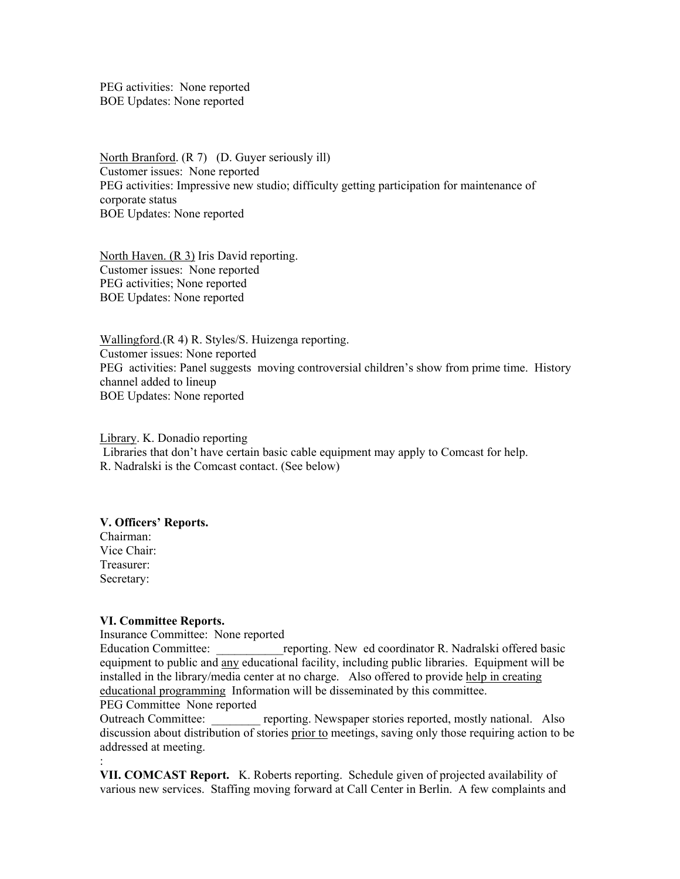PEG activities: None reported
BOE Updates: None reported

North Branford. (R 7) (D. Guyer seriously ill)
Customer issues: None reported
PEG activities: Impressive new studio; difficulty getting participation for maintenance of corporate status
BOE Updates: None reported

North Haven. (R 3) Iris David reporting.
Customer issues: None reported
PEG activities; None reported
BOE Updates: None reported

Wallingford.(R 4) R. Styles/S. Huizenga reporting.
Customer issues: None reported
PEG activities: Panel suggests moving controversial children's show from prime time. History channel added to lineup
BOE Updates: None reported

Library. K. Donadio reporting
Libraries that don't have certain basic cable equipment may apply to Comcast for help.
R. Nadralski is the Comcast contact. (See below)

**V. Officers' Reports.**
Chairman:
Vice Chair:
Treasurer:
Secretary:

**VI. Committee Reports.**
Insurance Committee: None reported
Education Committee: ___________reporting. New ed coordinator R. Nadralski offered basic equipment to public and any educational facility, including public libraries. Equipment will be installed in the library/media center at no charge. Also offered to provide help in creating educational programming Information will be disseminated by this committee.
PEG Committee None reported
Outreach Committee: ________ reporting. Newspaper stories reported, mostly national. Also discussion about distribution of stories prior to meetings, saving only those requiring action to be addressed at meeting.
:
**VII. COMCAST Report.** K. Roberts reporting. Schedule given of projected availability of various new services. Staffing moving forward at Call Center in Berlin. A few complaints and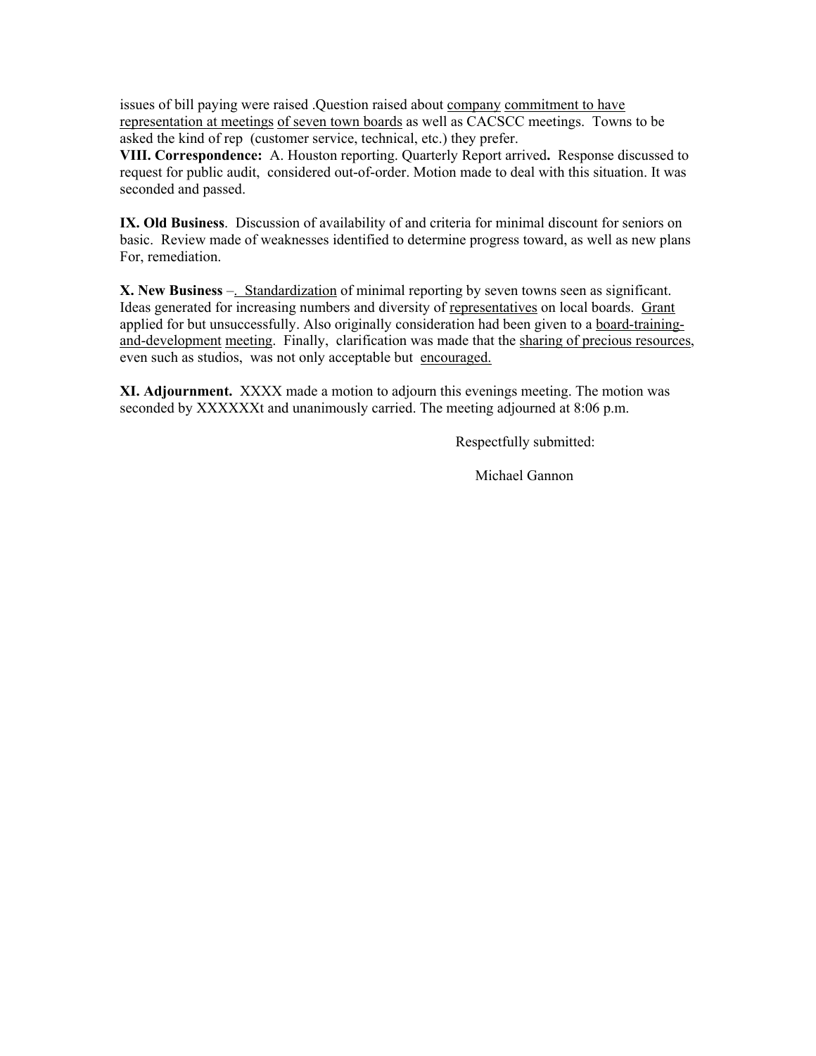issues of bill paying were raised .Question raised about company commitment to have representation at meetings of seven town boards as well as CACSCC meetings. Towns to be asked the kind of rep (customer service, technical, etc.) they prefer.

**VIII. Correspondence:** A. Houston reporting. Quarterly Report arrived**.** Response discussed to request for public audit, considered out-of-order. Motion made to deal with this situation. It was seconded and passed.

**IX. Old Business**. Discussion of availability of and criteria for minimal discount for seniors on basic. Review made of weaknesses identified to determine progress toward, as well as new plans For, remediation.

**X. New Business** –. Standardization of minimal reporting by seven towns seen as significant. Ideas generated for increasing numbers and diversity of representatives on local boards. Grant applied for but unsuccessfully. Also originally consideration had been given to a board-training-and-development meeting. Finally, clarification was made that the sharing of precious resources, even such as studios, was not only acceptable but encouraged.

**XI. Adjournment.** XXXX made a motion to adjourn this evenings meeting. The motion was seconded by XXXXXXt and unanimously carried. The meeting adjourned at 8:06 p.m.

Respectfully submitted:

Michael Gannon